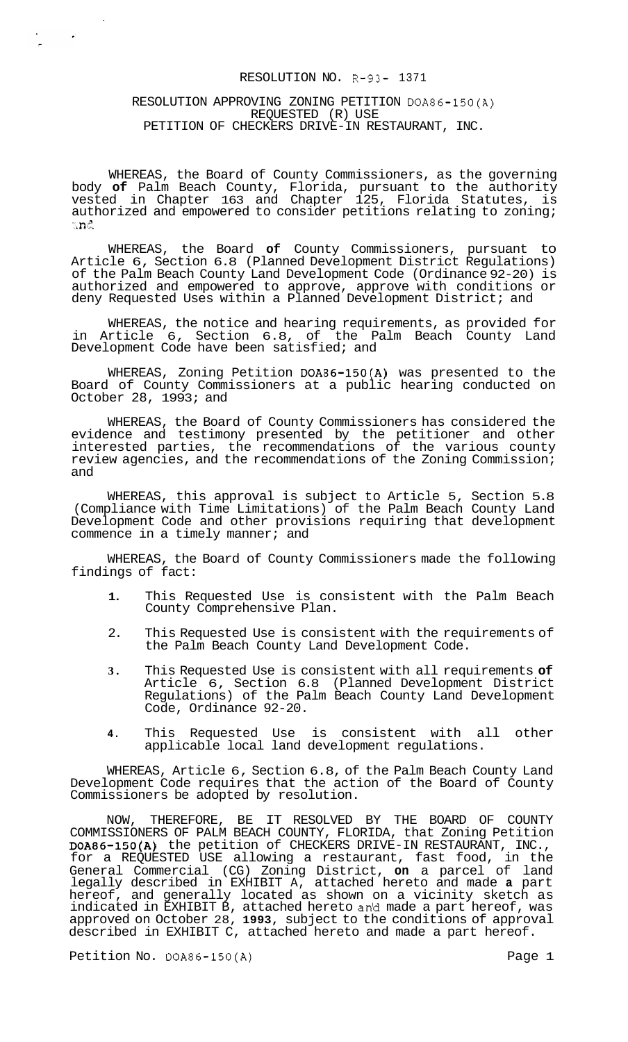RESOLUTION NO. R-93- 1371

RESOLUTION APPROVING ZONING PETITION DOA86-150(A)
REQUESTED (R) USE
PETITION OF CHECKERS DRIVE-IN RESTAURANT, INC.

WHEREAS, the Board of County Commissioners, as the governing body **of** Palm Beach County, Florida, pursuant to the authority vested in Chapter 163 and Chapter 125, Florida Statutes, is authorized and empowered to consider petitions relating to zoning; and

WHEREAS, the Board **of** County Commissioners, pursuant to Article 6, Section 6.8 (Planned Development District Regulations) of the Palm Beach County Land Development Code (Ordinance 92-20) is authorized and empowered to approve, approve with conditions or deny Requested Uses within a Planned Development District; and

WHEREAS, the notice and hearing requirements, as provided for in Article 6, Section 6.8, of the Palm Beach County Land Development Code have been satisfied; and

WHEREAS, Zoning Petition DOA86-150(A) was presented to the Board of County Commissioners at a public hearing conducted on October 28, 1993; and

WHEREAS, the Board of County Commissioners has considered the evidence and testimony presented by the petitioner and other interested parties, the recommendations of the various county review agencies, and the recommendations of the Zoning Commission; and

WHEREAS, this approval is subject to Article 5, Section 5.8 (Compliance with Time Limitations) of the Palm Beach County Land Development Code and other provisions requiring that development commence in a timely manner; and

WHEREAS, the Board of County Commissioners made the following findings of fact:

1. This Requested Use is consistent with the Palm Beach County Comprehensive Plan.
2. This Requested Use is consistent with the requirements of the Palm Beach County Land Development Code.
3. This Requested Use is consistent with all requirements **of** Article 6, Section 6.8 (Planned Development District Regulations) of the Palm Beach County Land Development Code, Ordinance 92-20.
4. This Requested Use is consistent with all other applicable local land development regulations.

WHEREAS, Article 6, Section 6.8, of the Palm Beach County Land Development Code requires that the action of the Board of County Commissioners be adopted by resolution.

NOW, THEREFORE, BE IT RESOLVED BY THE BOARD OF COUNTY COMMISSIONERS OF PALM BEACH COUNTY, FLORIDA, that Zoning Petition DOA86-150(A) the petition of CHECKERS DRIVE-IN RESTAURANT, INC., for a REQUESTED USE allowing a restaurant, fast food, in the General Commercial (CG) Zoning District, **on** a parcel of land legally described in EXHIBIT A, attached hereto and made **a** part hereof, and generally located as shown on a vicinity sketch as indicated in EXHIBIT B, attached hereto and made a part hereof, was approved on October 28, **1993**, subject to the conditions of approval described in EXHIBIT C, attached hereto and made a part hereof.

Petition No. DOA86-150(A)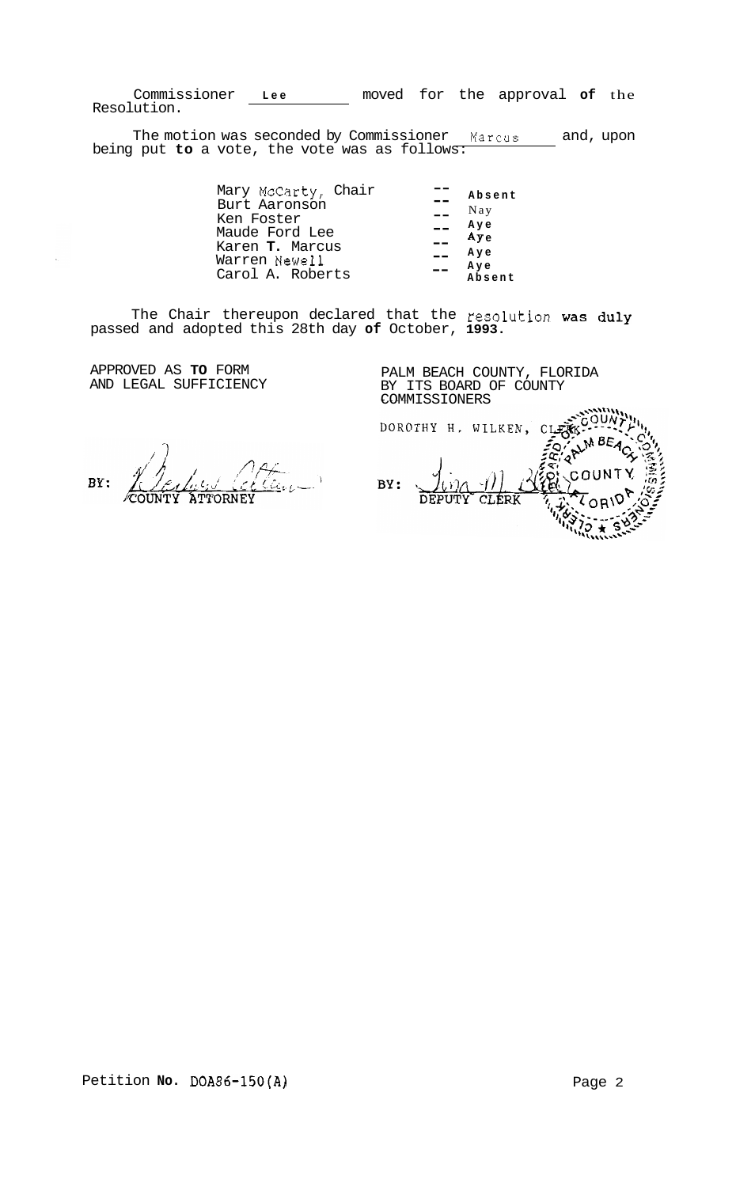Commissioner Lee moved for the approval of the Resolution.

The motion was seconded by Commissioner Marcus and, upon being put to a vote, the vote was as follows:

| | | |
|---|---|---|
| Mary McCarty, Chair | -- | Absent |
| Burt Aaronson | -- | Nay |
| Ken Foster | -- | Aye |
| Maude Ford Lee | -- | Aye |
| Karen T. Marcus | -- | Aye |
| Warren Newell | -- | Aye |
| Carol A. Roberts | -- | Absent |

The Chair thereupon declared that the resolution was duly passed and adopted this 28th day of October, 1993.

APPROVED AS TO FORM AND LEGAL SUFFICIENCY

BY: COUNTY ATTORNEY

PALM BEACH COUNTY, FLORIDA BY ITS BOARD OF COUNTY COMMISSIONERS

DOROTHY H. WILKEN, CLERK

BY: DEPUTY CLERK

Petition No. DOA86-150(A)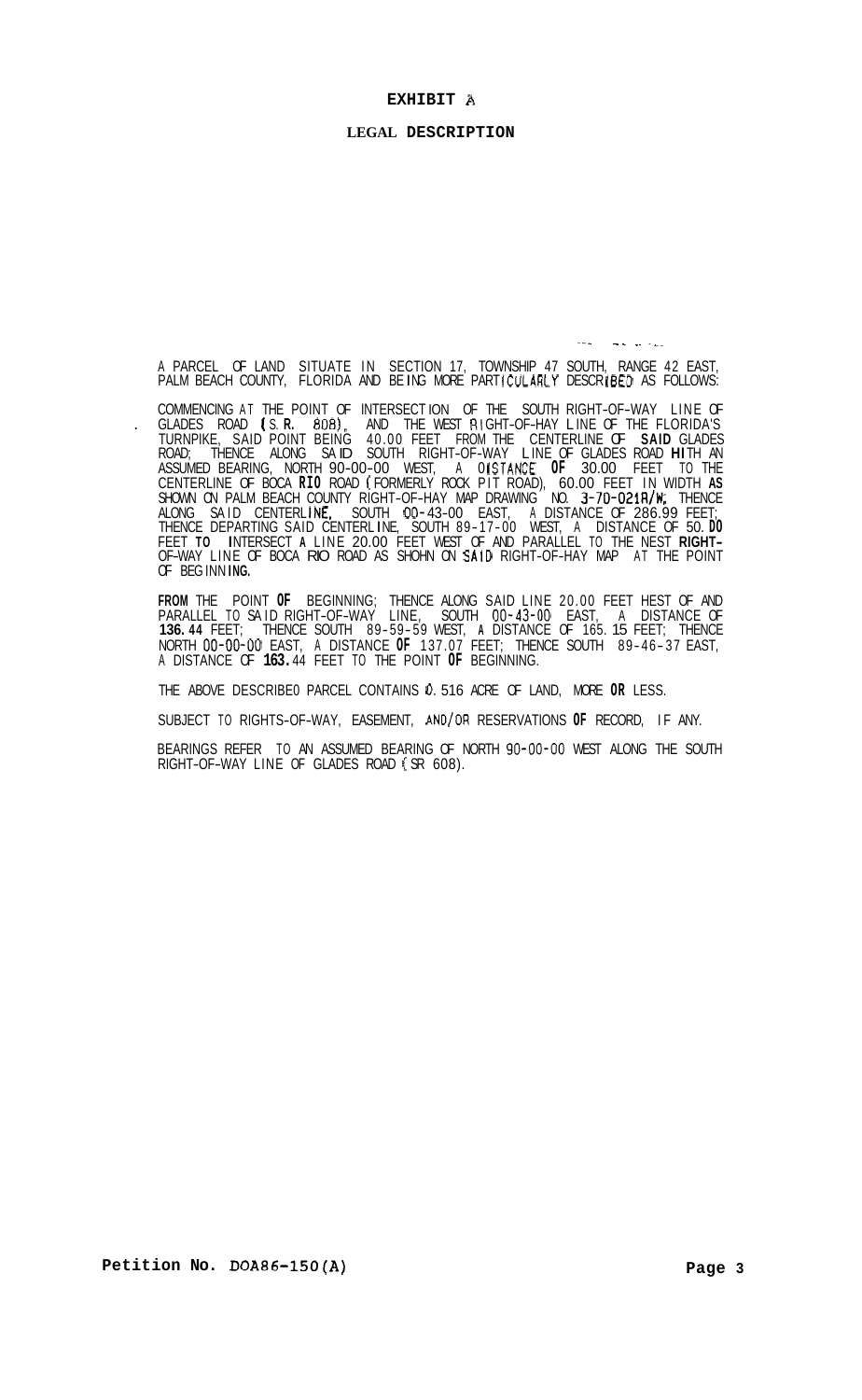# EXHIBIT A

## LEGAL DESCRIPTION

A PARCEL OF LAND SITUATE IN SECTION 17, TOWNSHIP 47 SOUTH, RANGE 42 EAST, PALM BEACH COUNTY, FLORIDA AND BEING MORE PARTICULARLY DESCRIBED AS FOLLOWS:

COMMENCING AT THE POINT OF INTERSECTION OF THE SOUTH RIGHT-OF-WAY LINE OF GLADES ROAD (S.R. 808), AND THE WEST RIGHT-OF-HAY LINE OF THE FLORIDA'S TURNPIKE, SAID POINT BEING 40.00 FEET FROM THE CENTERLINE OF SAID GLADES ROAD; THENCE ALONG SAID SOUTH RIGHT-OF-WAY LINE OF GLADES ROAD HITH AN ASSUMED BEARING, NORTH 90-00-00 WEST, A DISTANCE OF 30.00 FEET TO THE CENTERLINE OF BOCA RIO ROAD (FORMERLY ROCK PIT ROAD), 60.00 FEET IN WIDTH AS SHOWN ON PALM BEACH COUNTY RIGHT-OF-HAY MAP DRAWING NO. 3-70-021R/W; THENCE ALONG SAID CENTERLINE, SOUTH 00-43-00 EAST, A DISTANCE OF 286.99 FEET; THENCE DEPARTING SAID CENTERLINE, SOUTH 89-17-00 WEST, A DISTANCE OF 50.00 FEET TO INTERSECT A LINE 20.00 FEET WEST OF AND PARALLEL TO THE NEST RIGHT-OF-WAY LINE OF BOCA RIO ROAD AS SHOHN ON SAID RIGHT-OF-HAY MAP AT THE POINT OF BEGINNING.

FROM THE POINT OF BEGINNING; THENCE ALONG SAID LINE 20.00 FEET HEST OF AND PARALLEL TO SAID RIGHT-OF-WAY LINE, SOUTH 00-43-00 EAST, A DISTANCE OF 136.44 FEET; THENCE SOUTH 89-59-59 WEST, A DISTANCE OF 165.15 FEET; THENCE NORTH 00-00-00 EAST, A DISTANCE OF 137.07 FEET; THENCE SOUTH 89-46-37 EAST, A DISTANCE OF 163.44 FEET TO THE POINT OF BEGINNING.

THE ABOVE DESCRIBED PARCEL CONTAINS 0.516 ACRE OF LAND, MORE OR LESS.

SUBJECT TO RIGHTS-OF-WAY, EASEMENT, AND/OR RESERVATIONS OF RECORD, IF ANY.

BEARINGS REFER TO AN ASSUMED BEARING OF NORTH 90-00-00 WEST ALONG THE SOUTH RIGHT-OF-WAY LINE OF GLADES ROAD (SR 608).

Petition No. DOA86-150(A)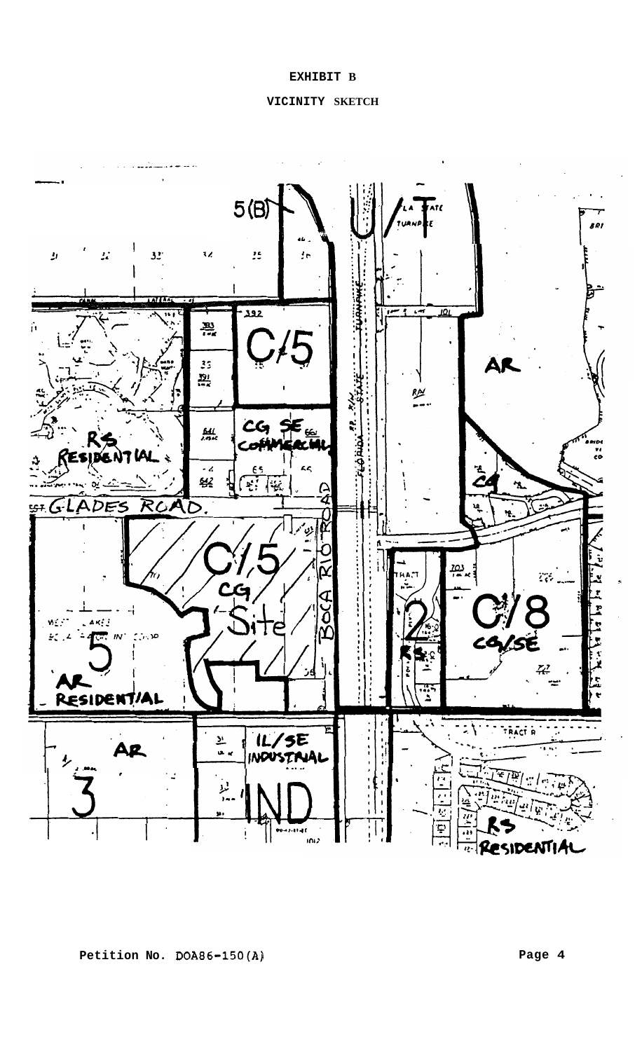# EXHIBIT B

## VICINITY SKETCH

Petition No. DOA86-150(A)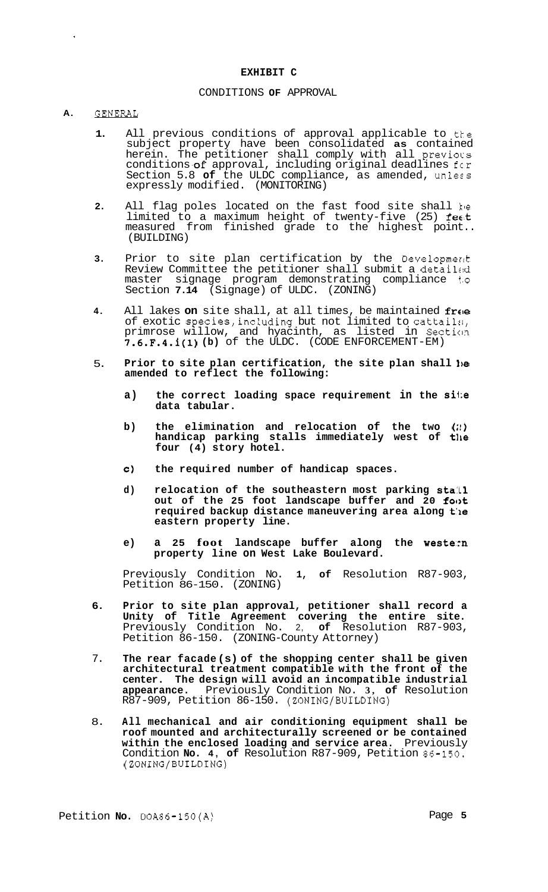**EXHIBIT C**

CONDITIONS OF APPROVAL

**A.** GENERAL

1. All previous conditions of approval applicable to the subject property have been consolidated as contained herein. The petitioner shall comply with all previous conditions of approval, including original deadlines for Section 5.8 of the ULDC compliance, as amended, unless expressly modified. (MONITORING)

2. All flag poles located on the fast food site shall be limited to a maximum height of twenty-five (25) feet measured from finished grade to the highest point.. (BUILDING)

3. Prior to site plan certification by the Development Review Committee the petitioner shall submit a detailed master signage program demonstrating compliance to Section 7.14 (Signage) of ULDC. (ZONING)

4. All lakes on site shall, at all times, be maintained free of exotic species, including but not limited to cattails, primrose willow, and hyacinth, as listed in Section 7.6.F.4.i(1)(b) of the ULDC. (CODE ENFORCEMENT-EM)

5. **Prior to site plan certification, the site plan shall be amended to reflect the following:**

   a) **the correct loading space requirement in the site data tabular.**

   b) **the elimination and relocation of the two (2) handicap parking stalls immediately west of the four (4) story hotel.**

   c) **the required number of handicap spaces.**

   d) **relocation of the southeastern most parking stall out of the 25 foot landscape buffer and 20 foot required backup distance maneuvering area along the eastern property line.**

   e) **a 25 foot landscape buffer along the western property line on West Lake Boulevard.**

   Previously Condition No. 1, of Resolution R87-903, Petition 86-150. (ZONING)

6. **Prior to site plan approval, petitioner shall record a Unity of Title Agreement covering the entire site.** Previously Condition No. 2, of Resolution R87-903, Petition 86-150. (ZONING-County Attorney)

7. **The rear facade(s) of the shopping center shall be given architectural treatment compatible with the front of the center. The design will avoid an incompatible industrial appearance.** Previously Condition No. 3, of Resolution R87-909, Petition 86-150. (ZONING/BUILDING)

8. **All mechanical and air conditioning equipment shall be roof mounted and architecturally screened or be contained within the enclosed loading and service area.** Previously Condition No. 4, of Resolution R87-909, Petition 86-150. (ZONING/BUILDING)

Petition No. DOA86-150(A)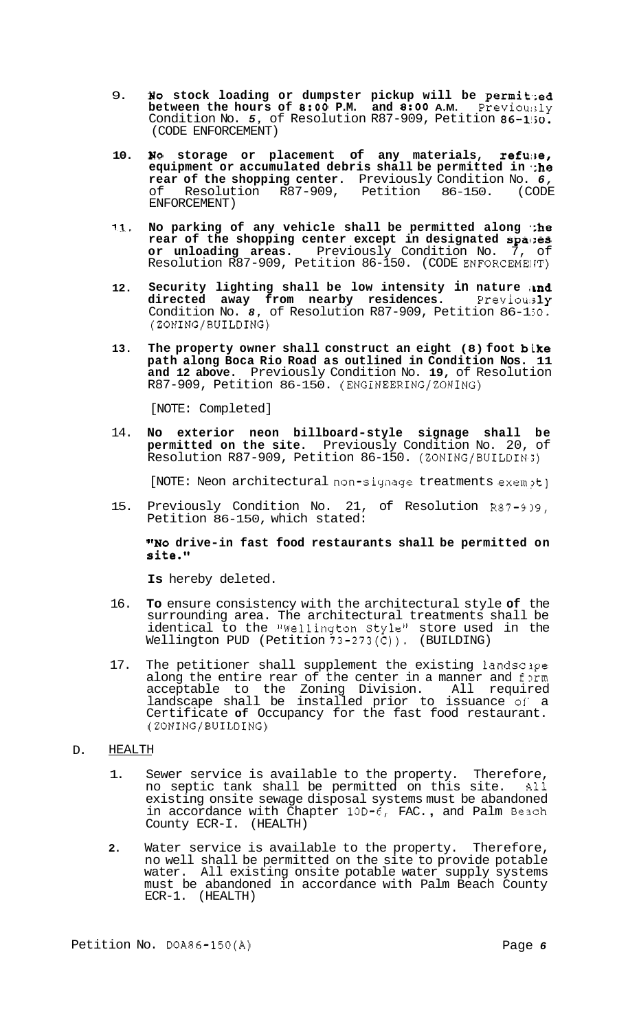9. **No stock loading or dumpster pickup will be permitted between the hours of 8:00 P.M. and 8:00 A.M.** Previously Condition No. 5, of Resolution R87-909, Petition 86-150. (CODE ENFORCEMENT)

10. **No storage or placement of any materials, refuse, equipment or accumulated debris shall be permitted in the rear of the shopping center.** Previously Condition No. 6, of Resolution R87-909, Petition 86-150. (CODE ENFORCEMENT)

11. **No parking of any vehicle shall be permitted along the rear of the shopping center except in designated spaces or unloading areas.** Previously Condition No. 7, of Resolution R87-909, Petition 86-150. (CODE ENFORCEMENT)

12. **Security lighting shall be low intensity in nature and directed away from nearby residences.** Previously Condition No. 8, of Resolution R87-909, Petition 86-150. (ZONING/BUILDING)

13. **The property owner shall construct an eight (8) foot bike path along Boca Rio Road as outlined in Condition Nos. 11 and 12 above.** Previously Condition No. 19, of Resolution R87-909, Petition 86-150. (ENGINEERING/ZONING)

    [NOTE: Completed]

14. **No exterior neon billboard-style signage shall be permitted on the site.** Previously Condition No. 20, of Resolution R87-909, Petition 86-150. (ZONING/BUILDING)

    [NOTE: Neon architectural non-signage treatments exempt]

15. Previously Condition No. 21, of Resolution R87-909, Petition 86-150, which stated:

    **"No drive-in fast food restaurants shall be permitted on site."**

    **Is** hereby deleted.

16. **To** ensure consistency with the architectural style **of** the surrounding area. The architectural treatments shall be identical to the "Wellington Style" store used in the Wellington PUD (Petition 73-273(C)). (BUILDING)

17. The petitioner shall supplement the existing landscape along the entire rear of the center in a manner and form acceptable to the Zoning Division. All required landscape shall be installed prior to issuance of a Certificate **of** Occupancy for the fast food restaurant. (ZONING/BUILDING)

D. HEALTH

1. Sewer service is available to the property. Therefore, no septic tank shall be permitted on this site. All existing onsite sewage disposal systems must be abandoned in accordance with Chapter 10D-6, FAC., and Palm Beach County ECR-I. (HEALTH)

2. Water service is available to the property. Therefore, no well shall be permitted on the site to provide potable water. All existing onsite potable water supply systems must be abandoned in accordance with Palm Beach County ECR-1. (HEALTH)

Petition No. DOA86-150(A)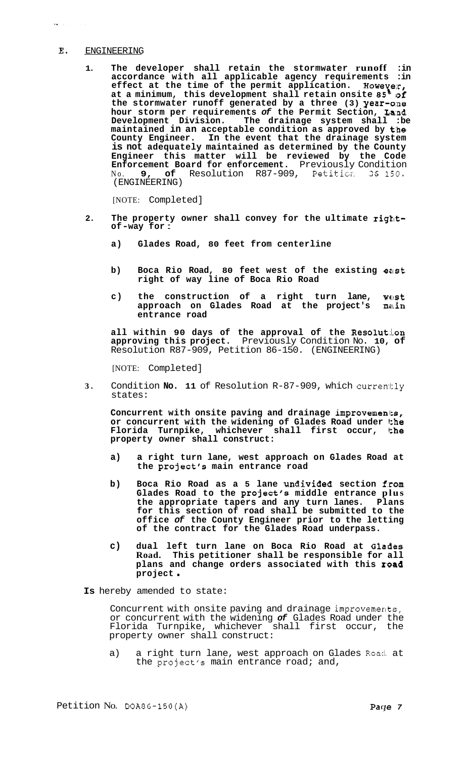## E. ENGINEERING

1. **The developer shall retain the stormwater runoff in accordance with all applicable agency requirements in effect at the time of the permit application. However, at a minimum, this development shall retain onsite 85% of the stormwater runoff generated by a three (3) year-one hour storm per requirements of the Permit Section, Land Development Division. The drainage system shall be maintained in an acceptable condition as approved by the County Engineer. In the event that the drainage system is not adequately maintained as determined by the County Engineer this matter will be reviewed by the Code Enforcement Board for enforcement.** Previously Condition No. **9, of** Resolution R87-909, Petition 86-150. (ENGINEERING)

   [NOTE: Completed]

2. **The property owner shall convey for the ultimate right-of-way for:**

   a) **Glades Road, 80 feet from centerline**

   b) **Boca Rio Road, 80 feet west of the existing east right of way line of Boca Rio Road**

   c) **the construction of a right turn lane, west approach on Glades Road at the project's main entrance road**

   **all within 90 days of the approval of the Resolution approving this project.** Previously Condition No. **10, of** Resolution R87-909, Petition 86-150. (ENGINEERING)

   [NOTE: Completed]

3. Condition **No. 11** of Resolution R-87-909, which currently states:

   **Concurrent with onsite paving and drainage improvements, or concurrent with the widening of Glades Road under the Florida Turnpike, whichever shall first occur, the property owner shall construct:**

   a) **a right turn lane, west approach on Glades Road at the project's main entrance road**

   b) **Boca Rio Road as a 5 lane undivided section from Glades Road to the project's middle entrance plus the appropriate tapers and any turn lanes. Plans for this section of road shall be submitted to the office of the County Engineer prior to the letting of the contract for the Glades Road underpass.**

   c) **dual left turn lane on Boca Rio Road at Glades Road. This petitioner shall be responsible for all plans and change orders associated with this road project.**

**Is** hereby amended to state:

Concurrent with onsite paving and drainage improvements, or concurrent with the widening of Glades Road under the Florida Turnpike, whichever shall first occur, the property owner shall construct:

a) a right turn lane, west approach on Glades Road at the project's main entrance road; and,

Petition No. DOA86-150(A)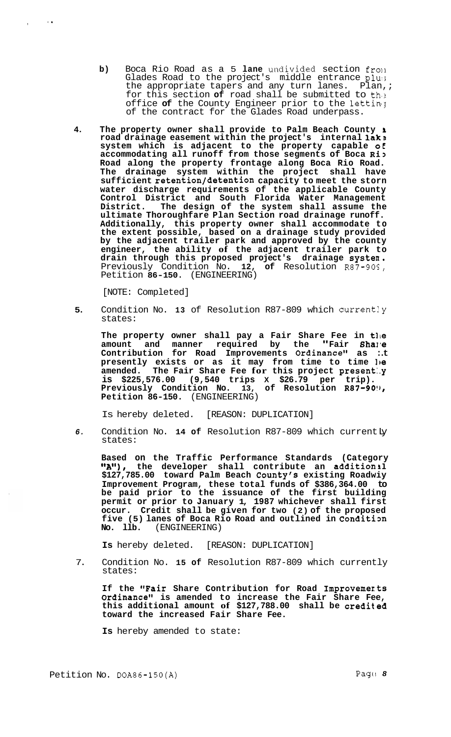b) Boca Rio Road as a 5 **lane** undivided section from Glades Road to the project's middle entrance plus the appropriate tapers and any turn lanes. Plan, for this section **of** road shall be submitted to the office **of** the County Engineer prior to the letting of the contract for the Glades Road underpass.

4. **The property owner shall provide to Palm Beach County a road drainage easement within the project's internal lake system which is adjacent to the property capable of accommodating all runoff from those segments of Boca Rio Road along the property frontage along Boca Rio Road. The drainage system within the project shall have sufficient retention/detention capacity to meet the storm water discharge requirements of the applicable County Control District and South Florida Water Management District. The design of the system shall assume the ultimate Thoroughfare Plan Section road drainage runoff. Additionally, this property owner shall accommodate to the extent possible, based on a drainage study provided by the adjacent trailer park and approved by the county engineer, the ability of the adjacent trailer park to drain through this proposed project's drainage system.** Previously Condition No. **12, of** Resolution R87-909, Petition **86-150.** (ENGINEERING)

   [NOTE: Completed]

5. Condition No. **13** of Resolution R87-809 which currently states:

   **The property owner shall pay a Fair Share Fee in the amount and manner required by the "Fair Share Contribution for Road Improvements Ordinance" as it presently exists or as it may from time to time be amended. The Fair Share Fee for this project presently is $225,576.00 (9,540 trips X $26.79 per trip). Previously Condition No. 13, of Resolution R87-909, Petition 86-150.** (ENGINEERING)

   Is hereby deleted. [REASON: DUPLICATION]

6. Condition No. **14 of** Resolution R87-809 which currently states:

   **Based on the Traffic Performance Standards (Category "A"), the developer shall contribute an additional $127,785.00 toward Palm Beach County's existing Roadway Improvement Program, these total funds of $386,364.00 to be paid prior to the issuance of the first building permit or prior to January 1, 1987 whichever shall first occur. Credit shall be given for two (2) of the proposed five (5) lanes of Boca Rio Road and outlined in Condition No. 11b.** (ENGINEERING)

   **Is** hereby deleted. [REASON: DUPLICATION]

7. Condition No. **15 of** Resolution R87-809 which currently states:

   **If the "Fair Share Contribution for Road Improvements Ordinance" is amended to increase the Fair Share Fee, this additional amount of $127,788.00 shall be credited toward the increased Fair Share Fee.**

   **Is** hereby amended to state:

Petition No. DOA86-150(A)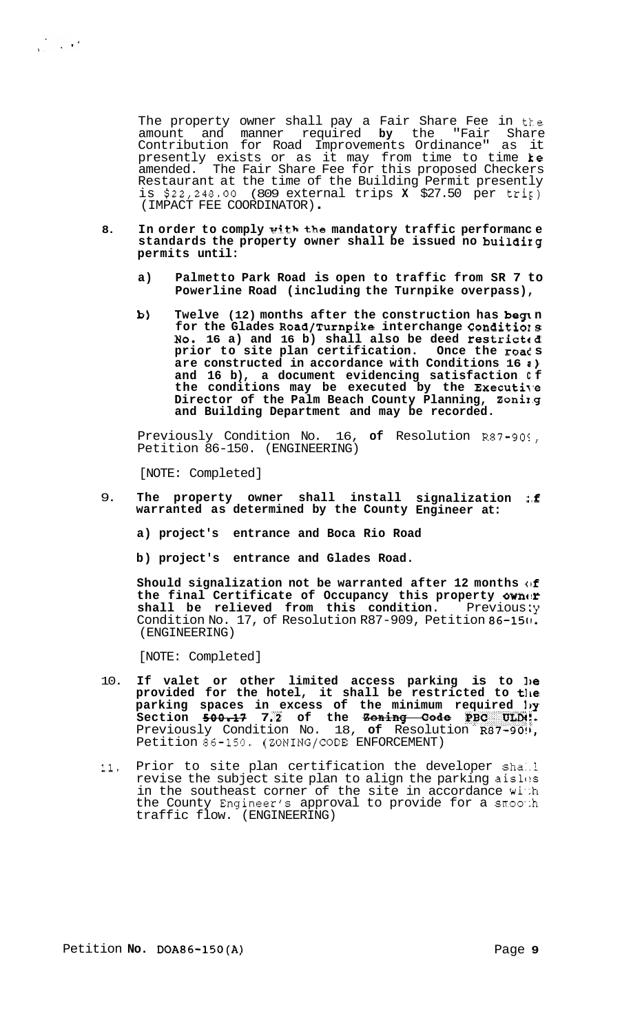The property owner shall pay a Fair Share Fee in the amount and manner required by the "Fair Share Contribution for Road Improvements Ordinance" as it presently exists or as it may from time to time be amended. The Fair Share Fee for this proposed Checkers Restaurant at the time of the Building Permit presently is $22,248.00 (809 external trips X $27.50 per trip) (IMPACT FEE COORDINATOR).

8. **In order to comply with the mandatory traffic performance standards the property owner shall be issued no building permits until:**

   a) **Palmetto Park Road is open to traffic from SR 7 to Powerline Road (including the Turnpike overpass),**

   b) **Twelve (12) months after the construction has begun for the Glades Road/Turnpike interchange Conditions No. 16 a) and 16 b) shall also be deed restricted prior to site plan certification. Once the roads are constructed in accordance with Conditions 16 a) and 16 b), a document evidencing satisfaction of the conditions may be executed by the Executive Director of the Palm Beach County Planning, Zoning and Building Department and may be recorded.**

   Previously Condition No. 16, of Resolution R87-909, Petition 86-150. (ENGINEERING)

   [NOTE: Completed]

9. **The property owner shall install signalization if warranted as determined by the County Engineer at:**

   **a) project's entrance and Boca Rio Road**

   **b) project's entrance and Glades Road.**

   **Should signalization not be warranted after 12 months of the final Certificate of Occupancy this property owner shall be relieved from this condition.** Previously Condition No. 17, of Resolution R87-909, Petition 86-150. (ENGINEERING)

   [NOTE: Completed]

10. **If valet or other limited access parking is to be provided for the hotel, it shall be restricted to the parking spaces in excess of the minimum required by Section ~~500.17~~ 7.2 of the ~~Zoning Code~~ PBC ULDC.** Previously Condition No. 18, of Resolution R87-909, Petition 86-150. (ZONING/CODE ENFORCEMENT)

11. Prior to site plan certification the developer shall revise the subject site plan to align the parking aisles in the southeast corner of the site in accordance with the County Engineer's approval to provide for a smooth traffic flow. (ENGINEERING)

Petition No. DOA86-150(A)